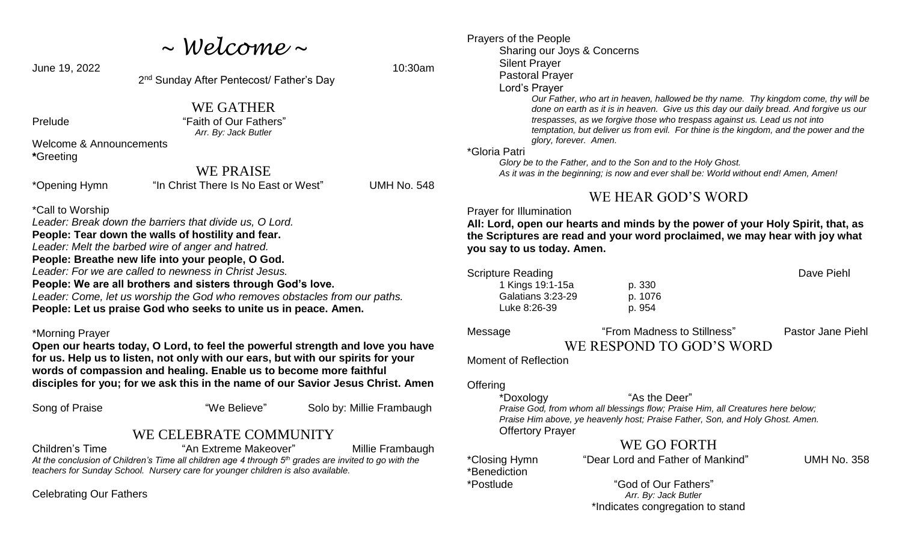# ~ Welcome ~

June 19, 2022 10:30am

2nd Sunday After Pentecost/ Father's Day

## WE GATHER

Prelude "Faith of Our Fathers"
*Arr. By: Jack Butler*

Welcome & Announcements

*Greeting

## WE PRAISE

*Opening Hymn "In Christ There Is No East or West" UMH No. 548

*Call to Worship

*Leader: Break down the barriers that divide us, O Lord.*

**People: Tear down the walls of hostility and fear.**

*Leader: Melt the barbed wire of anger and hatred.*

**People: Breathe new life into your people, O God.**

*Leader: For we are called to newness in Christ Jesus.*

**People: We are all brothers and sisters through God's love.**

*Leader: Come, let us worship the God who removes obstacles from our paths.*

**People: Let us praise God who seeks to unite us in peace. Amen.**

*Morning Prayer

**Open our hearts today, O Lord, to feel the powerful strength and love you have for us. Help us to listen, not only with our ears, but with our spirits for your words of compassion and healing. Enable us to become more faithful disciples for you; for we ask this in the name of our Savior Jesus Christ. Amen**

Song of Praise "We Believe" Solo by: Millie Frambaugh

## WE CELEBRATE COMMUNITY

Children's Time "An Extreme Makeover" Millie Frambaugh

*At the conclusion of Children's Time all children age 4 through 5th grades are invited to go with the teachers for Sunday School. Nursery care for younger children is also available.*

Celebrating Our Fathers

Prayers of the People

- Sharing our Joys & Concerns
- Silent Prayer
- Pastoral Prayer
- Lord's Prayer

*Our Father, who art in heaven, hallowed be thy name. Thy kingdom come, thy will be done on earth as it is in heaven. Give us this day our daily bread. And forgive us our trespasses, as we forgive those who trespass against us. Lead us not into temptation, but deliver us from evil. For thine is the kingdom, and the power and the glory, forever. Amen.*

*Gloria Patri

*Glory be to the Father, and to the Son and to the Holy Ghost.*
*As it was in the beginning; is now and ever shall be: World without end! Amen, Amen!*

## WE HEAR GOD'S WORD

Prayer for Illumination

**All: Lord, open our hearts and minds by the power of your Holy Spirit, that, as the Scriptures are read and your word proclaimed, we may hear with joy what you say to us today. Amen.**

Scripture Reading Dave Piehl

| | |
|---|---|
| 1 Kings 19:1-15a | p. 330 |
| Galatians 3:23-29 | p. 1076 |
| Luke 8:26-39 | p. 954 |

Message "From Madness to Stillness" Pastor Jane Piehl

## WE RESPOND TO GOD'S WORD

Moment of Reflection

Offering

*Doxology "As the Deer"

*Praise God, from whom all blessings flow; Praise Him, all Creatures here below; Praise Him above, ye heavenly host; Praise Father, Son, and Holy Ghost. Amen.*

Offertory Prayer

## WE GO FORTH

*Closing Hymn "Dear Lord and Father of Mankind" UMH No. 358

*Benediction

*Postlude "God of Our Fathers"
*Arr. By: Jack Butler*

*Indicates congregation to stand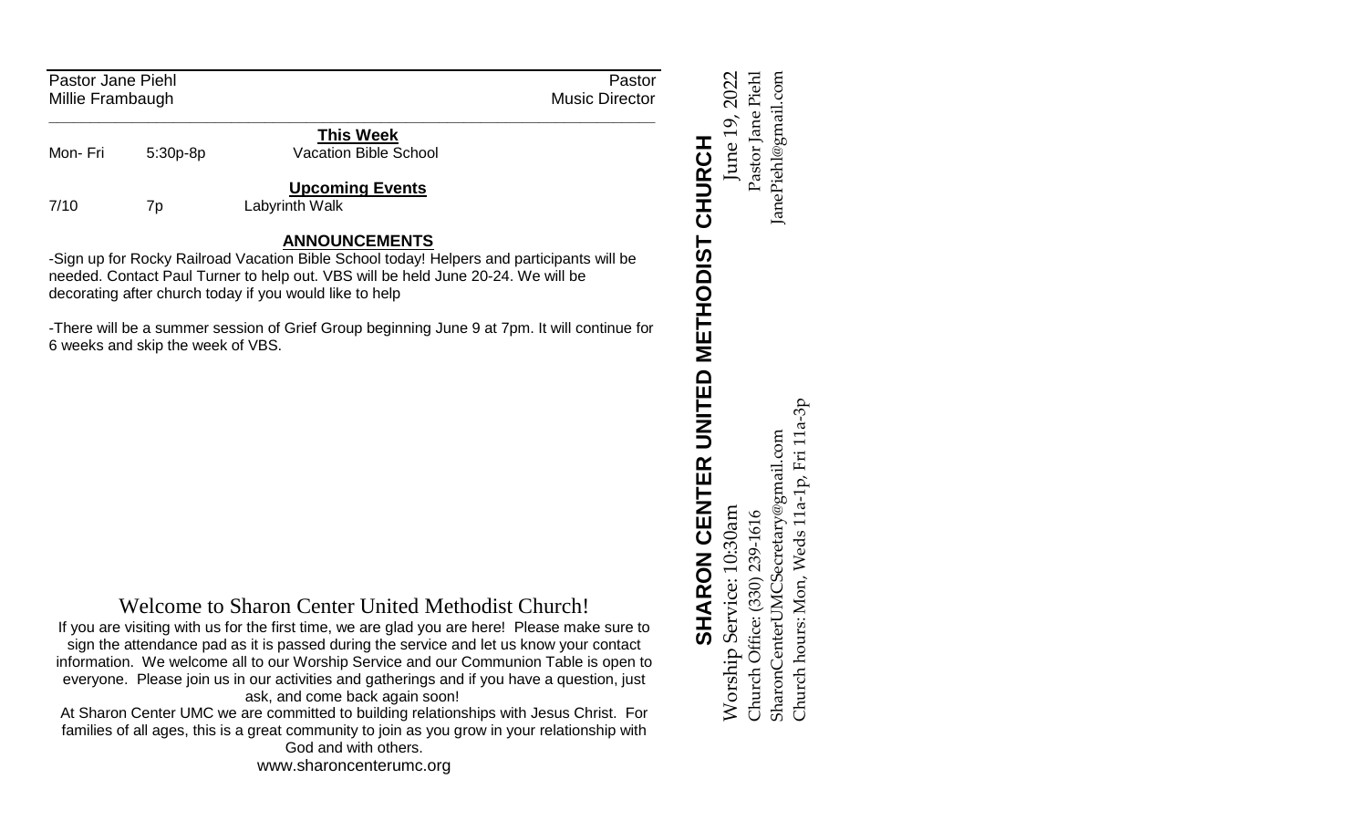Pastor Jane Piehl — Pastor
Millie Frambaugh — Music Director

**This Week**

| | | |
|---|---|---|
| Mon- Fri | 5:30p-8p | Vacation Bible School |

**Upcoming Events**

| | | |
|---|---|---|
| 7/10 | 7p | Labyrinth Walk |

## ANNOUNCEMENTS

-Sign up for Rocky Railroad Vacation Bible School today! Helpers and participants will be needed. Contact Paul Turner to help out. VBS will be held June 20-24. We will be decorating after church today if you would like to help

-There will be a summer session of Grief Group beginning June 9 at 7pm. It will continue for 6 weeks and skip the week of VBS.

## Welcome to Sharon Center United Methodist Church!

If you are visiting with us for the first time, we are glad you are here! Please make sure to sign the attendance pad as it is passed during the service and let us know your contact information. We welcome all to our Worship Service and our Communion Table is open to everyone. Please join us in our activities and gatherings and if you have a question, just ask, and come back again soon!

At Sharon Center UMC we are committed to building relationships with Jesus Christ. For families of all ages, this is a great community to join as you grow in your relationship with God and with others.

www.sharoncenterumc.org

# SHARON CENTER UNITED METHODIST CHURCH

June 19, 2022
Pastor Jane Piehl
JanePiehl@gmail.com

Worship Service: 10:30am
Church Office: (330) 239-1616
SharonCenterUMCSecretary@gmail.com
Church hours: Mon, Weds 11a-1p, Fri 11a-3p